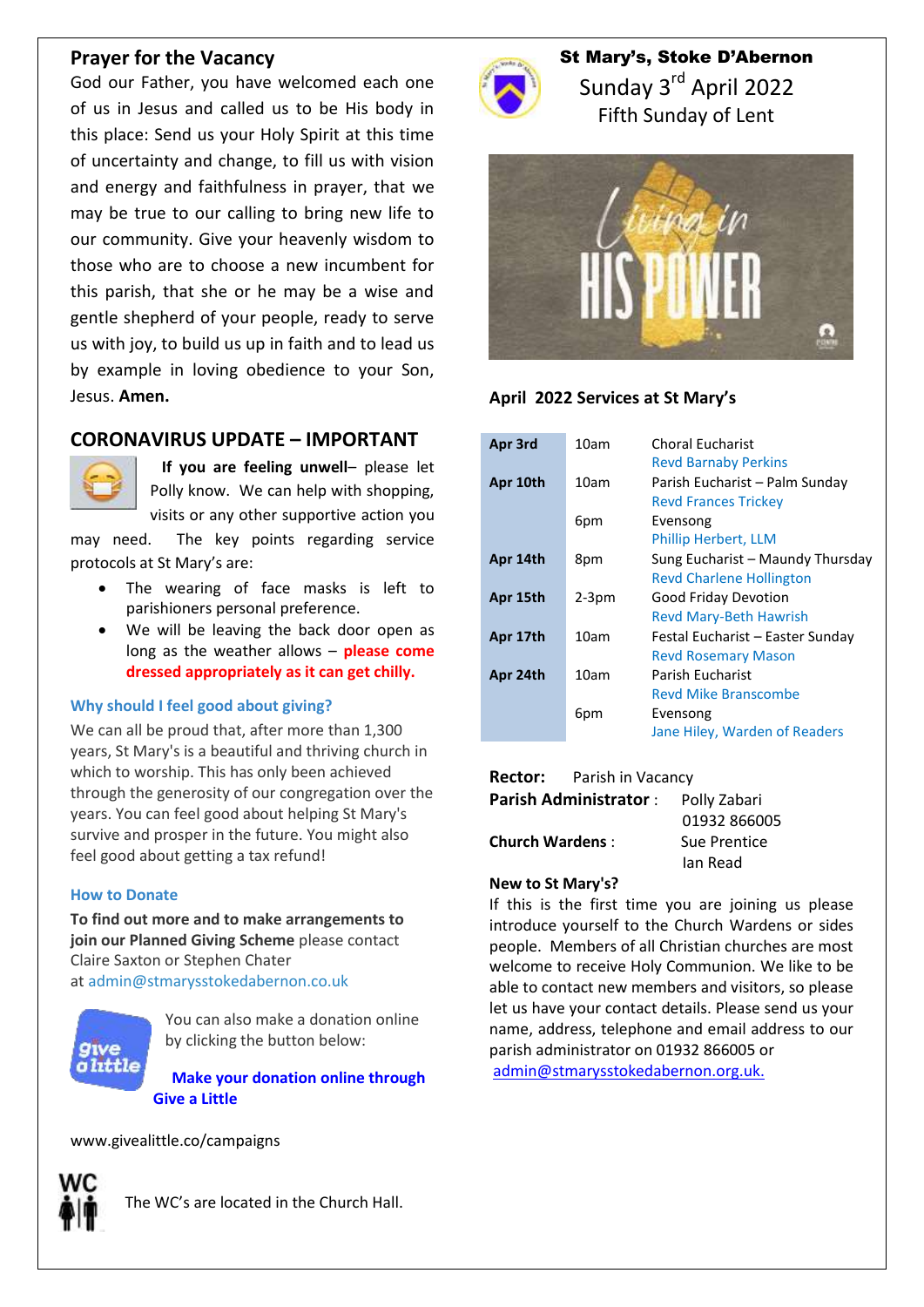## Prayer for the Vacancy

God our Father, you have welcomed each one of us in Jesus and called us to be His body in this place: Send us your Holy Spirit at this time of uncertainty and change, to fill us with vision and energy and faithfulness in prayer, that we may be true to our calling to bring new life to our community. Give your heavenly wisdom to those who are to choose a new incumbent for this parish, that she or he may be a wise and gentle shepherd of your people, ready to serve us with joy, to build us up in faith and to lead us by example in loving obedience to your Son, Jesus. **Amen.**

## CORONAVIRUS UPDATE – IMPORTANT

**If you are feeling unwell**– please let Polly know. We can help with shopping, visits or any other supportive action you may need. The key points regarding service protocols at St Mary's are:

- The wearing of face masks is left to parishioners personal preference.
- We will be leaving the back door open as long as the weather allows – **please come dressed appropriately as it can get chilly.**

### Why should I feel good about giving?

We can all be proud that, after more than 1,300 years, St Mary's is a beautiful and thriving church in which to worship. This has only been achieved through the generosity of our congregation over the years. You can feel good about helping St Mary's survive and prosper in the future. You might also feel good about getting a tax refund!

### How to Donate

**To find out more and to make arrangements to join our Planned Giving Scheme** please contact Claire Saxton or Stephen Chater at admin@stmarysstokedabernon.co.uk

You can also make a donation online by clicking the button below:

**Make your donation online through Give a Little**

www.givealittle.co/campaigns

The WC's are located in the Church Hall.

# St Mary's, Stoke D'Abernon

Sunday 3rd April 2022

Fifth Sunday of Lent

### April 2022 Services at St Mary's

| Date | Time | Service |
|---|---|---|
| Apr 3rd | 10am | Choral Eucharist<br>Revd Barnaby Perkins |
| Apr 10th | 10am | Parish Eucharist – Palm Sunday<br>Revd Frances Trickey |
| | 6pm | Evensong<br>Phillip Herbert, LLM |
| Apr 14th | 8pm | Sung Eucharist – Maundy Thursday<br>Revd Charlene Hollington |
| Apr 15th | 2-3pm | Good Friday Devotion<br>Revd Mary-Beth Hawrish |
| Apr 17th | 10am | Festal Eucharist – Easter Sunday<br>Revd Rosemary Mason |
| Apr 24th | 10am | Parish Eucharist<br>Revd Mike Branscombe |
| | 6pm | Evensong<br>Jane Hiley, Warden of Readers |

**Rector:** Parish in Vacancy

**Parish Administrator** : Polly Zabari, 01932 866005

**Church Wardens** : Sue Prentice, Ian Read

**New to St Mary's?**

If this is the first time you are joining us please introduce yourself to the Church Wardens or sides people. Members of all Christian churches are most welcome to receive Holy Communion. We like to be able to contact new members and visitors, so please let us have your contact details. Please send us your name, address, telephone and email address to our parish administrator on 01932 866005 or admin@stmarysstokedabernon.org.uk.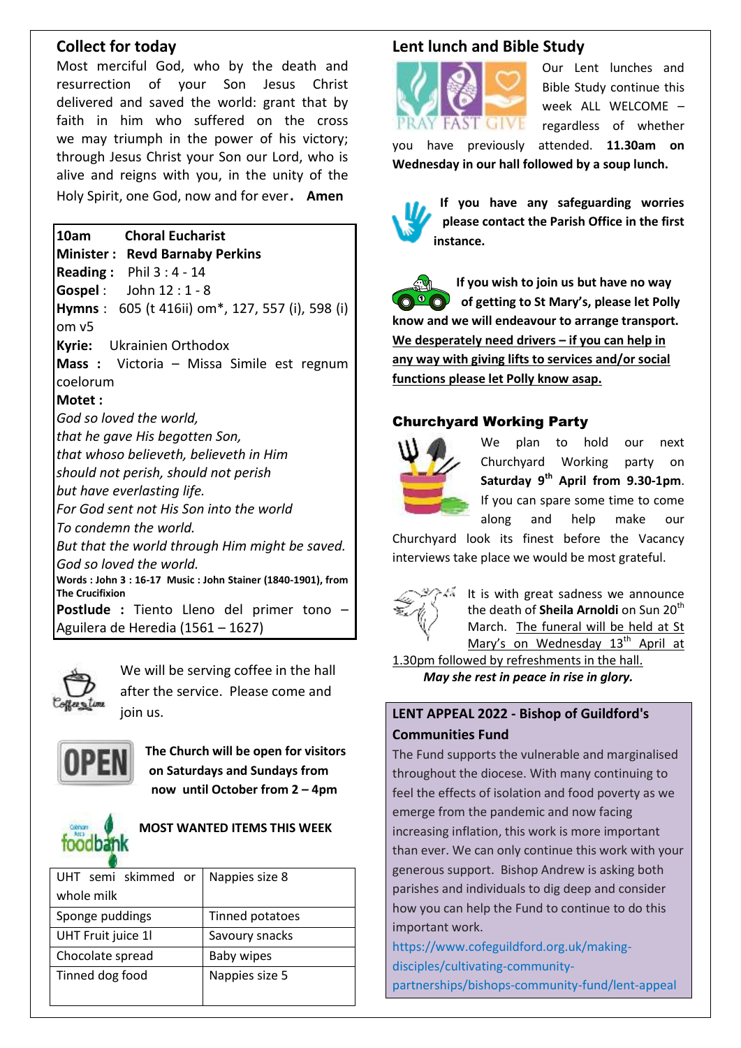## Collect for today

Most merciful God, who by the death and resurrection of your Son Jesus Christ delivered and saved the world: grant that by faith in him who suffered on the cross we may triumph in the power of his victory; through Jesus Christ your Son our Lord, who is alive and reigns with you, in the unity of the Holy Spirit, one God, now and for ever. **Amen**

**10am Choral Eucharist**

**Minister :** **Revd Barnaby Perkins**

**Reading :** Phil 3 : 4 - 14

**Gospel :** John 12 : 1 - 8

**Hymns :** 605 (t 416ii) om*, 127, 557 (i), 598 (i) om v5

**Kyrie:** Ukrainien Orthodox

**Mass :** Victoria – Missa Simile est regnum coelorum

**Motet :**

*God so loved the world,*
*that he gave His begotten Son,*
*that whoso believeth, believeth in Him*
*should not perish, should not perish*
*but have everlasting life.*
*For God sent not His Son into the world*
*To condemn the world.*
*But that the world through Him might be saved.*
*God so loved the world.*

**Words : John 3 : 16-17 Music : John Stainer (1840-1901), from The Crucifixion**

**Postlude :** Tiento Lleno del primer tono – Aguilera de Heredia (1561 – 1627)

We will be serving coffee in the hall after the service. Please come and join us.

**The Church will be open for visitors on Saturdays and Sundays from now until October from 2 – 4pm**

**MOST WANTED ITEMS THIS WEEK**

| | |
|---|---|
| UHT semi skimmed or whole milk | Nappies size 8 |
| Sponge puddings | Tinned potatoes |
| UHT Fruit juice 1l | Savoury snacks |
| Chocolate spread | Baby wipes |
| Tinned dog food | Nappies size 5 |

## Lent lunch and Bible Study

Our Lent lunches and Bible Study continue this week ALL WELCOME – regardless of whether you have previously attended. **11.30am on Wednesday in our hall followed by a soup lunch.**

**If you have any safeguarding worries please contact the Parish Office in the first instance.**

**If you wish to join us but have no way of getting to St Mary's, please let Polly know and we will endeavour to arrange transport.** **We desperately need drivers – if you can help in any way with giving lifts to services and/or social functions please let Polly know asap.**

## Churchyard Working Party

We plan to hold our next Churchyard Working party on **Saturday 9th April from 9.30-1pm**. If you can spare some time to come along and help make our Churchyard look its finest before the Vacancy interviews take place we would be most grateful.

It is with great sadness we announce the death of **Sheila Arnoldi** on Sun 20th March. The funeral will be held at St Mary's on Wednesday 13th April at 1.30pm followed by refreshments in the hall.

***May she rest in peace in rise in glory.***

**LENT APPEAL 2022 - Bishop of Guildford's Communities Fund**

The Fund supports the vulnerable and marginalised throughout the diocese. With many continuing to feel the effects of isolation and food poverty as we emerge from the pandemic and now facing increasing inflation, this work is more important than ever. We can only continue this work with your generous support. Bishop Andrew is asking both parishes and individuals to dig deep and consider how you can help the Fund to continue to do this important work.

https://www.cofeguildford.org.uk/making-disciples/cultivating-community-partnerships/bishops-community-fund/lent-appeal